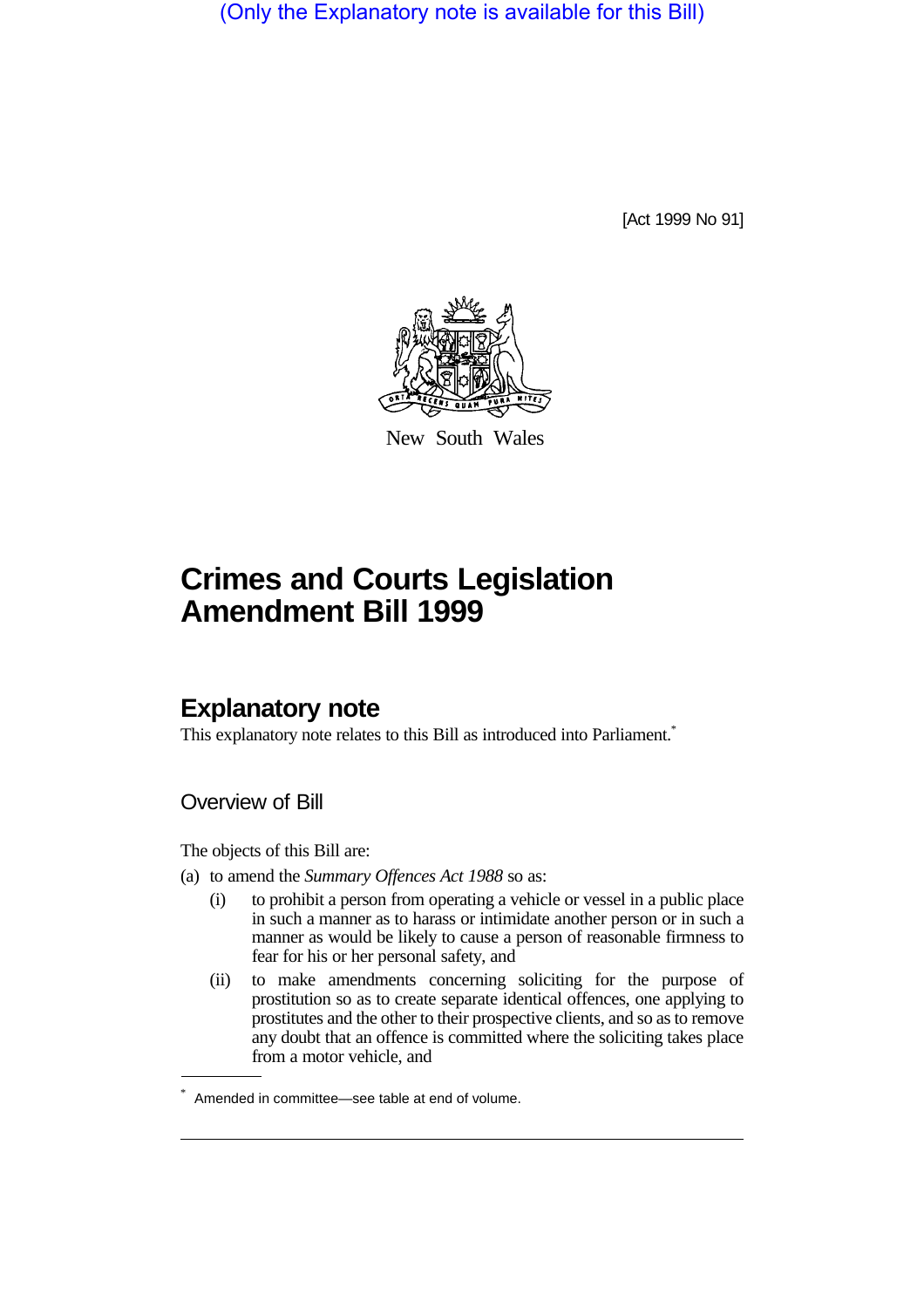(Only the Explanatory note is available for this Bill)

[Act 1999 No 91]

New South Wales

# Crimes and Courts Legislation Amendment Bill 1999

## Explanatory note

This explanatory note relates to this Bill as introduced into Parliament.*

### Overview of Bill

The objects of this Bill are:

(a) to amend the *Summary Offences Act 1988* so as:

  (i) to prohibit a person from operating a vehicle or vessel in a public place in such a manner as to harass or intimidate another person or in such a manner as would be likely to cause a person of reasonable firmness to fear for his or her personal safety, and

  (ii) to make amendments concerning soliciting for the purpose of prostitution so as to create separate identical offences, one applying to prostitutes and the other to their prospective clients, and so as to remove any doubt that an offence is committed where the soliciting takes place from a motor vehicle, and

\* Amended in committee—see table at end of volume.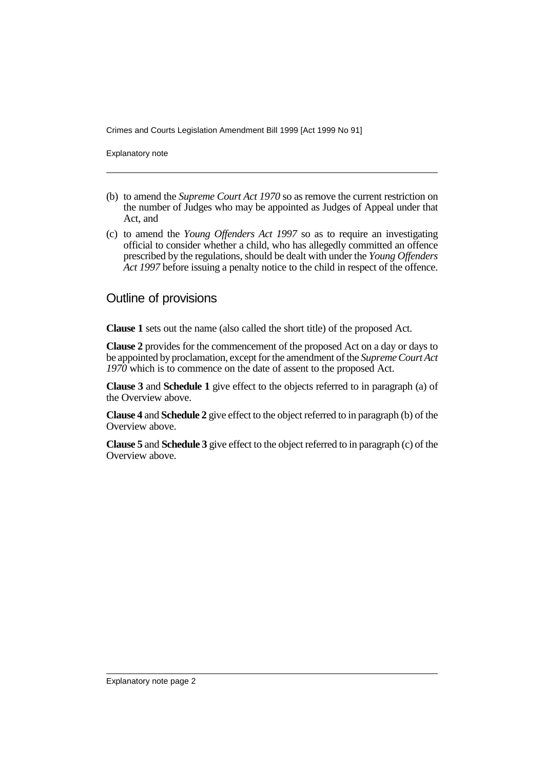(b) to amend the *Supreme Court Act 1970* so as remove the current restriction on the number of Judges who may be appointed as Judges of Appeal under that Act, and

(c) to amend the *Young Offenders Act 1997* so as to require an investigating official to consider whether a child, who has allegedly committed an offence prescribed by the regulations, should be dealt with under the *Young Offenders Act 1997* before issuing a penalty notice to the child in respect of the offence.

## Outline of provisions

**Clause 1** sets out the name (also called the short title) of the proposed Act.

**Clause 2** provides for the commencement of the proposed Act on a day or days to be appointed by proclamation, except for the amendment of the *Supreme Court Act 1970* which is to commence on the date of assent to the proposed Act.

**Clause 3** and **Schedule 1** give effect to the objects referred to in paragraph (a) of the Overview above.

**Clause 4** and **Schedule 2** give effect to the object referred to in paragraph (b) of the Overview above.

**Clause 5** and **Schedule 3** give effect to the object referred to in paragraph (c) of the Overview above.